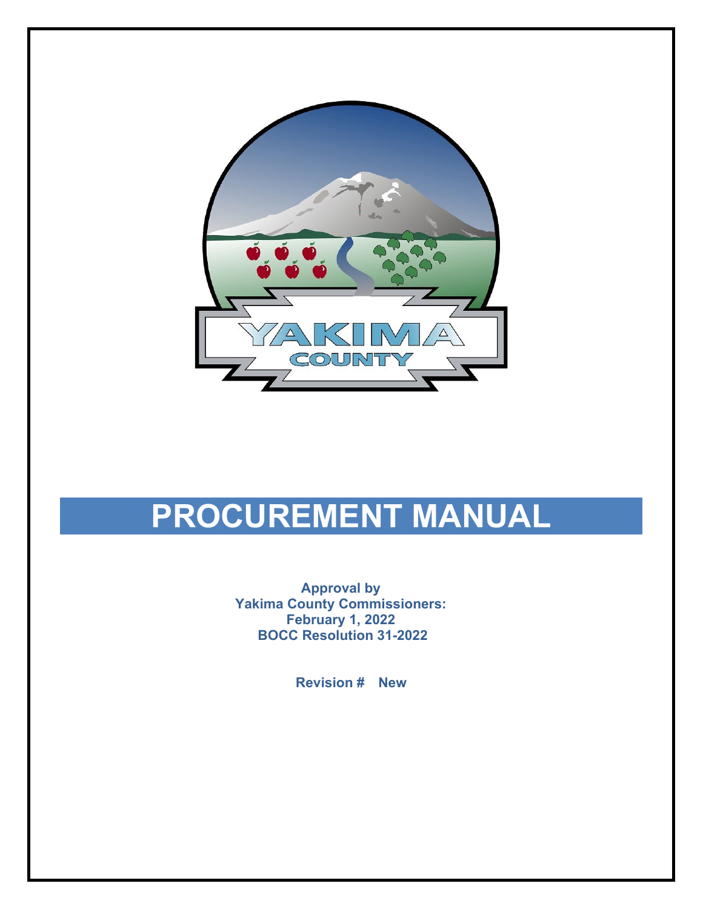# PROCUREMENT MANUAL

**Approval by**
**Yakima County Commissioners:**
**February 1, 2022**
**BOCC Resolution 31-2022**

**Revision # New**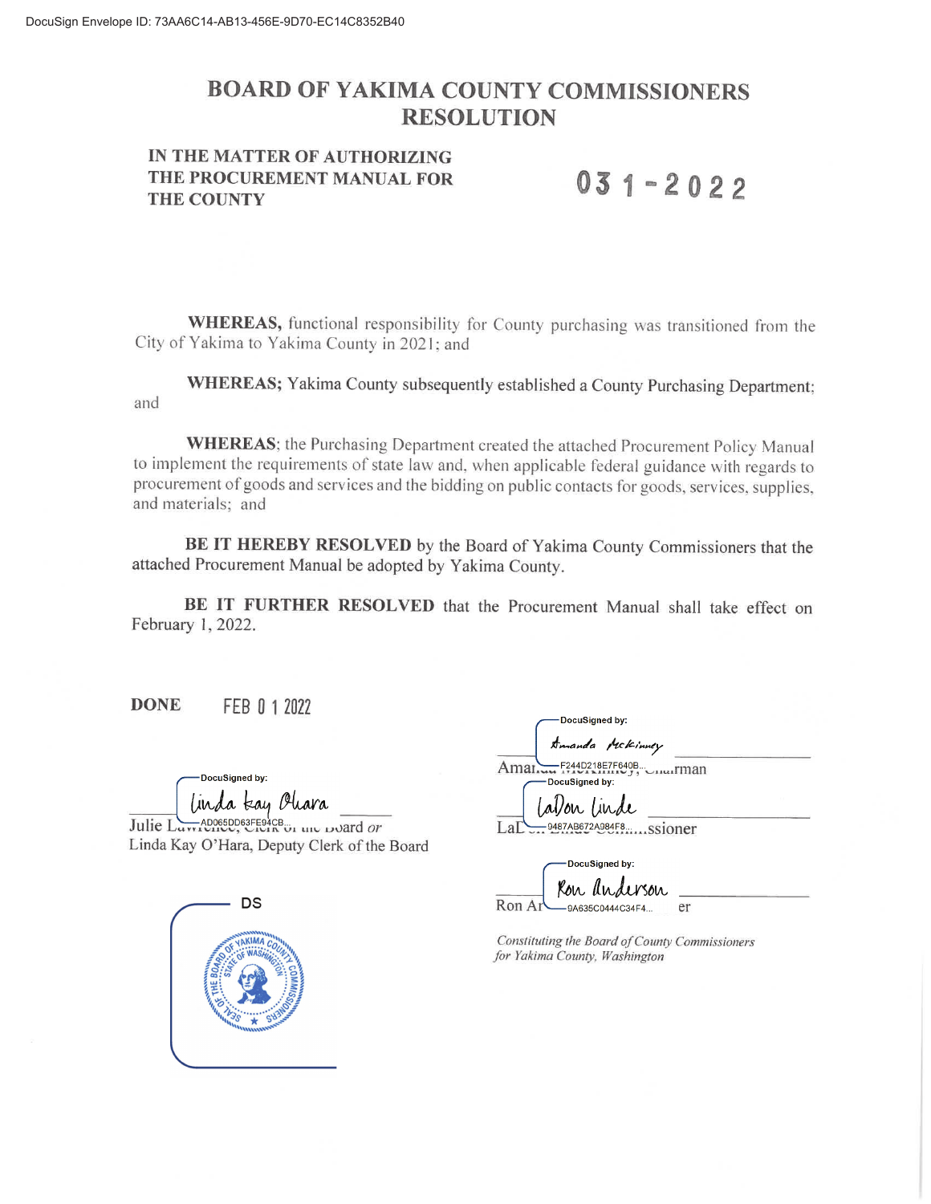DocuSign Envelope ID: 73AA6C14-AB13-456E-9D70-EC14C8352B40

# BOARD OF YAKIMA COUNTY COMMISSIONERS
# RESOLUTION

**IN THE MATTER OF AUTHORIZING THE PROCUREMENT MANUAL FOR THE COUNTY**

**031-2022**

**WHEREAS,** functional responsibility for County purchasing was transitioned from the City of Yakima to Yakima County in 2021; and

**WHEREAS;** Yakima County subsequently established a County Purchasing Department; and

**WHEREAS**; the Purchasing Department created the attached Procurement Policy Manual to implement the requirements of state law and, when applicable federal guidance with regards to procurement of goods and services and the bidding on public contacts for goods, services, supplies, and materials; and

**BE IT HEREBY RESOLVED** by the Board of Yakima County Commissioners that the attached Procurement Manual be adopted by Yakima County.

**BE IT FURTHER RESOLVED** that the Procurement Manual shall take effect on February 1, 2022.

**DONE** FEB 01 2022

DocuSigned by: Linda Kay Ohara
AD065DD63FE94CB...

Julie Lawrence, Clerk of the Board *or*
Linda Kay O'Hara, Deputy Clerk of the Board

DocuSigned by: Amanda McKinney
F244D218E7F640B...

Amanda McKinney, Chairman

DocuSigned by: LaDon Linde
0487AB672A984F8...

LaDon Linde, Commissioner

DocuSigned by: Ron Anderson
9A635C0444C34F4...

Ron Anderson, Commissioner

*Constituting the Board of County Commissioners for Yakima County, Washington*

DS

SEAL OF THE BOARD OF YAKIMA COUNTY COMMISSIONERS, STATE OF WASHINGTON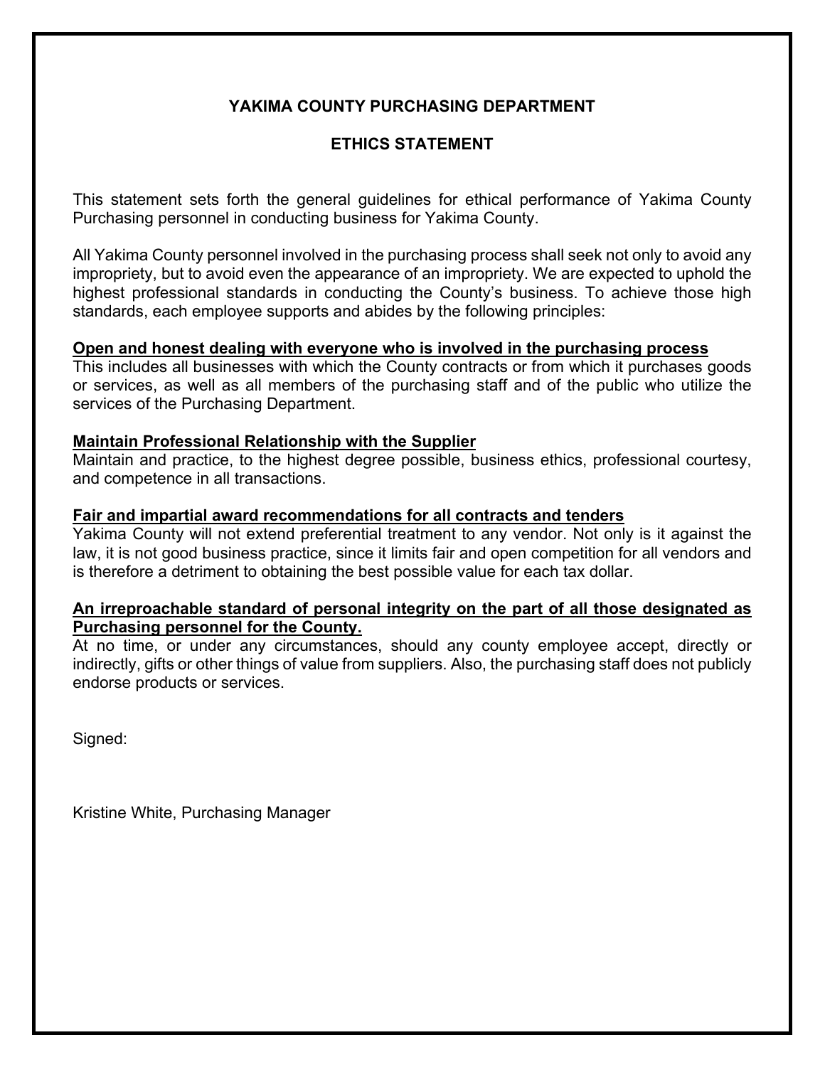# YAKIMA COUNTY PURCHASING DEPARTMENT

## ETHICS STATEMENT

This statement sets forth the general guidelines for ethical performance of Yakima County Purchasing personnel in conducting business for Yakima County.

All Yakima County personnel involved in the purchasing process shall seek not only to avoid any impropriety, but to avoid even the appearance of an impropriety. We are expected to uphold the highest professional standards in conducting the County's business. To achieve those high standards, each employee supports and abides by the following principles:

**Open and honest dealing with everyone who is involved in the purchasing process**
This includes all businesses with which the County contracts or from which it purchases goods or services, as well as all members of the purchasing staff and of the public who utilize the services of the Purchasing Department.

**Maintain Professional Relationship with the Supplier**
Maintain and practice, to the highest degree possible, business ethics, professional courtesy, and competence in all transactions.

**Fair and impartial award recommendations for all contracts and tenders**
Yakima County will not extend preferential treatment to any vendor. Not only is it against the law, it is not good business practice, since it limits fair and open competition for all vendors and is therefore a detriment to obtaining the best possible value for each tax dollar.

**An irreproachable standard of personal integrity on the part of all those designated as Purchasing personnel for the County.**
At no time, or under any circumstances, should any county employee accept, directly or indirectly, gifts or other things of value from suppliers. Also, the purchasing staff does not publicly endorse products or services.

Signed:

Kristine White, Purchasing Manager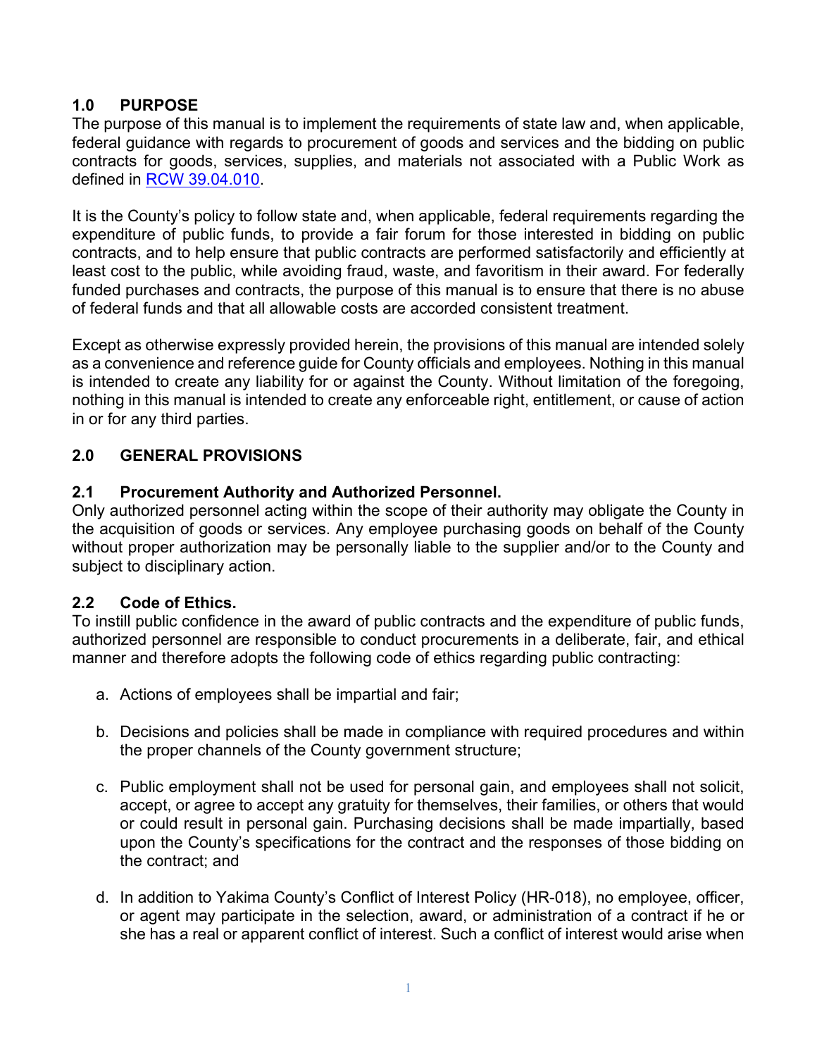## 1.0 PURPOSE

The purpose of this manual is to implement the requirements of state law and, when applicable, federal guidance with regards to procurement of goods and services and the bidding on public contracts for goods, services, supplies, and materials not associated with a Public Work as defined in [RCW 39.04.010](RCW 39.04.010).

It is the County's policy to follow state and, when applicable, federal requirements regarding the expenditure of public funds, to provide a fair forum for those interested in bidding on public contracts, and to help ensure that public contracts are performed satisfactorily and efficiently at least cost to the public, while avoiding fraud, waste, and favoritism in their award. For federally funded purchases and contracts, the purpose of this manual is to ensure that there is no abuse of federal funds and that all allowable costs are accorded consistent treatment.

Except as otherwise expressly provided herein, the provisions of this manual are intended solely as a convenience and reference guide for County officials and employees. Nothing in this manual is intended to create any liability for or against the County. Without limitation of the foregoing, nothing in this manual is intended to create any enforceable right, entitlement, or cause of action in or for any third parties.

## 2.0 GENERAL PROVISIONS

### 2.1 Procurement Authority and Authorized Personnel.

Only authorized personnel acting within the scope of their authority may obligate the County in the acquisition of goods or services. Any employee purchasing goods on behalf of the County without proper authorization may be personally liable to the supplier and/or to the County and subject to disciplinary action.

### 2.2 Code of Ethics.

To instill public confidence in the award of public contracts and the expenditure of public funds, authorized personnel are responsible to conduct procurements in a deliberate, fair, and ethical manner and therefore adopts the following code of ethics regarding public contracting:

a. Actions of employees shall be impartial and fair;

b. Decisions and policies shall be made in compliance with required procedures and within the proper channels of the County government structure;

c. Public employment shall not be used for personal gain, and employees shall not solicit, accept, or agree to accept any gratuity for themselves, their families, or others that would or could result in personal gain. Purchasing decisions shall be made impartially, based upon the County's specifications for the contract and the responses of those bidding on the contract; and

d. In addition to Yakima County's Conflict of Interest Policy (HR-018), no employee, officer, or agent may participate in the selection, award, or administration of a contract if he or she has a real or apparent conflict of interest. Such a conflict of interest would arise when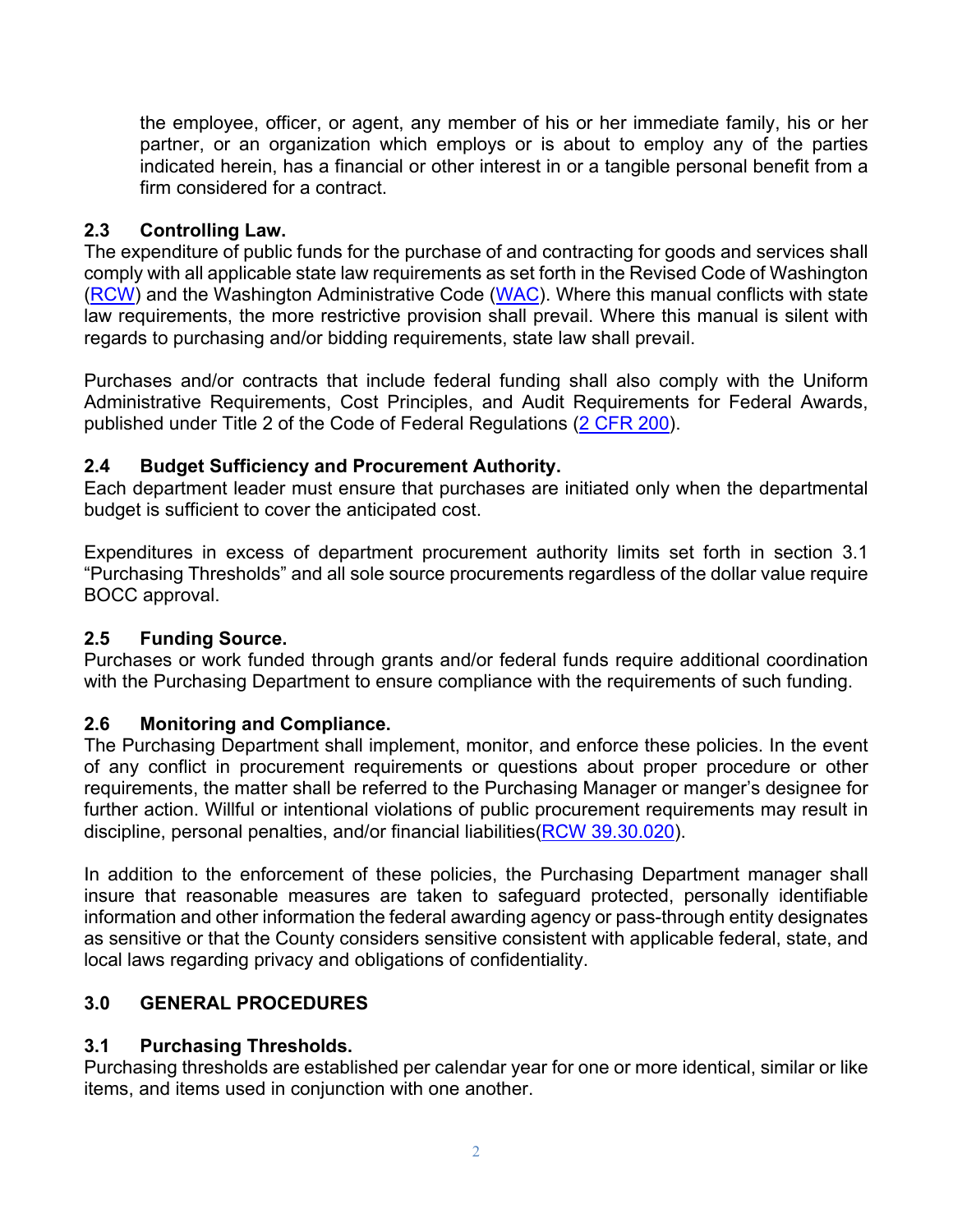the employee, officer, or agent, any member of his or her immediate family, his or her partner, or an organization which employs or is about to employ any of the parties indicated herein, has a financial or other interest in or a tangible personal benefit from a firm considered for a contract.

### 2.3 Controlling Law.

The expenditure of public funds for the purchase of and contracting for goods and services shall comply with all applicable state law requirements as set forth in the Revised Code of Washington (RCW) and the Washington Administrative Code (WAC). Where this manual conflicts with state law requirements, the more restrictive provision shall prevail. Where this manual is silent with regards to purchasing and/or bidding requirements, state law shall prevail.

Purchases and/or contracts that include federal funding shall also comply with the Uniform Administrative Requirements, Cost Principles, and Audit Requirements for Federal Awards, published under Title 2 of the Code of Federal Regulations (2 CFR 200).

### 2.4 Budget Sufficiency and Procurement Authority.

Each department leader must ensure that purchases are initiated only when the departmental budget is sufficient to cover the anticipated cost.

Expenditures in excess of department procurement authority limits set forth in section 3.1 "Purchasing Thresholds" and all sole source procurements regardless of the dollar value require BOCC approval.

### 2.5 Funding Source.

Purchases or work funded through grants and/or federal funds require additional coordination with the Purchasing Department to ensure compliance with the requirements of such funding.

### 2.6 Monitoring and Compliance.

The Purchasing Department shall implement, monitor, and enforce these policies. In the event of any conflict in procurement requirements or questions about proper procedure or other requirements, the matter shall be referred to the Purchasing Manager or manger's designee for further action. Willful or intentional violations of public procurement requirements may result in discipline, personal penalties, and/or financial liabilities(RCW 39.30.020).

In addition to the enforcement of these policies, the Purchasing Department manager shall insure that reasonable measures are taken to safeguard protected, personally identifiable information and other information the federal awarding agency or pass-through entity designates as sensitive or that the County considers sensitive consistent with applicable federal, state, and local laws regarding privacy and obligations of confidentiality.

## 3.0 GENERAL PROCEDURES

### 3.1 Purchasing Thresholds.

Purchasing thresholds are established per calendar year for one or more identical, similar or like items, and items used in conjunction with one another.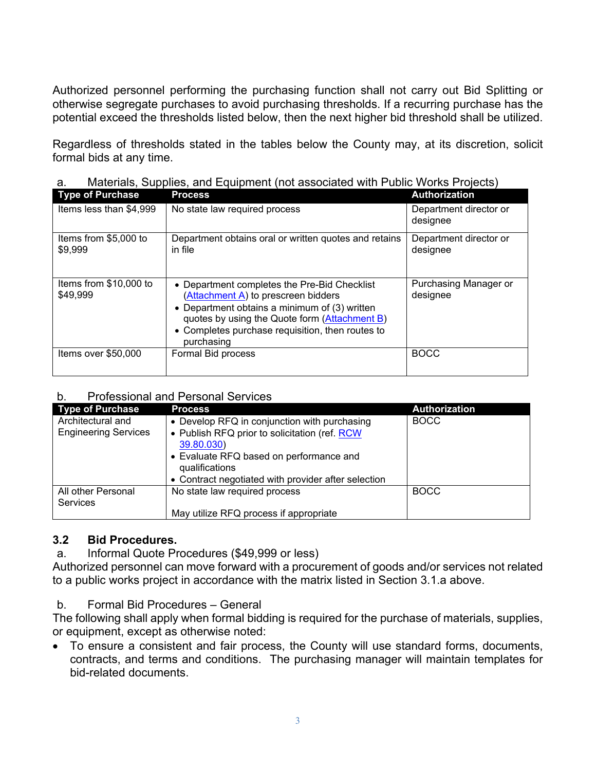Authorized personnel performing the purchasing function shall not carry out Bid Splitting or otherwise segregate purchases to avoid purchasing thresholds. If a recurring purchase has the potential exceed the thresholds listed below, then the next higher bid threshold shall be utilized.

Regardless of thresholds stated in the tables below the County may, at its discretion, solicit formal bids at any time.

a. Materials, Supplies, and Equipment (not associated with Public Works Projects)

| Type of Purchase | Process | Authorization |
|---|---|---|
| Items less than $4,999 | No state law required process | Department director or designee |
| Items from $5,000 to $9,999 | Department obtains oral or written quotes and retains in file | Department director or designee |
| Items from $10,000 to $49,999 | • Department completes the Pre-Bid Checklist (Attachment A) to prescreen bidders<br>• Department obtains a minimum of (3) written quotes by using the Quote form (Attachment B)<br>• Completes purchase requisition, then routes to purchasing | Purchasing Manager or designee |
| Items over $50,000 | Formal Bid process | BOCC |

b. Professional and Personal Services

| Type of Purchase | Process | Authorization |
|---|---|---|
| Architectural and Engineering Services | • Develop RFQ in conjunction with purchasing<br>• Publish RFQ prior to solicitation (ref. RCW 39.80.030)<br>• Evaluate RFQ based on performance and qualifications<br>• Contract negotiated with provider after selection | BOCC |
| All other Personal Services | No state law required process<br><br>May utilize RFQ process if appropriate | BOCC |

### 3.2 Bid Procedures.

a. Informal Quote Procedures ($49,999 or less)

Authorized personnel can move forward with a procurement of goods and/or services not related to a public works project in accordance with the matrix listed in Section 3.1.a above.

b. Formal Bid Procedures – General

The following shall apply when formal bidding is required for the purchase of materials, supplies, or equipment, except as otherwise noted:

- To ensure a consistent and fair process, the County will use standard forms, documents, contracts, and terms and conditions. The purchasing manager will maintain templates for bid-related documents.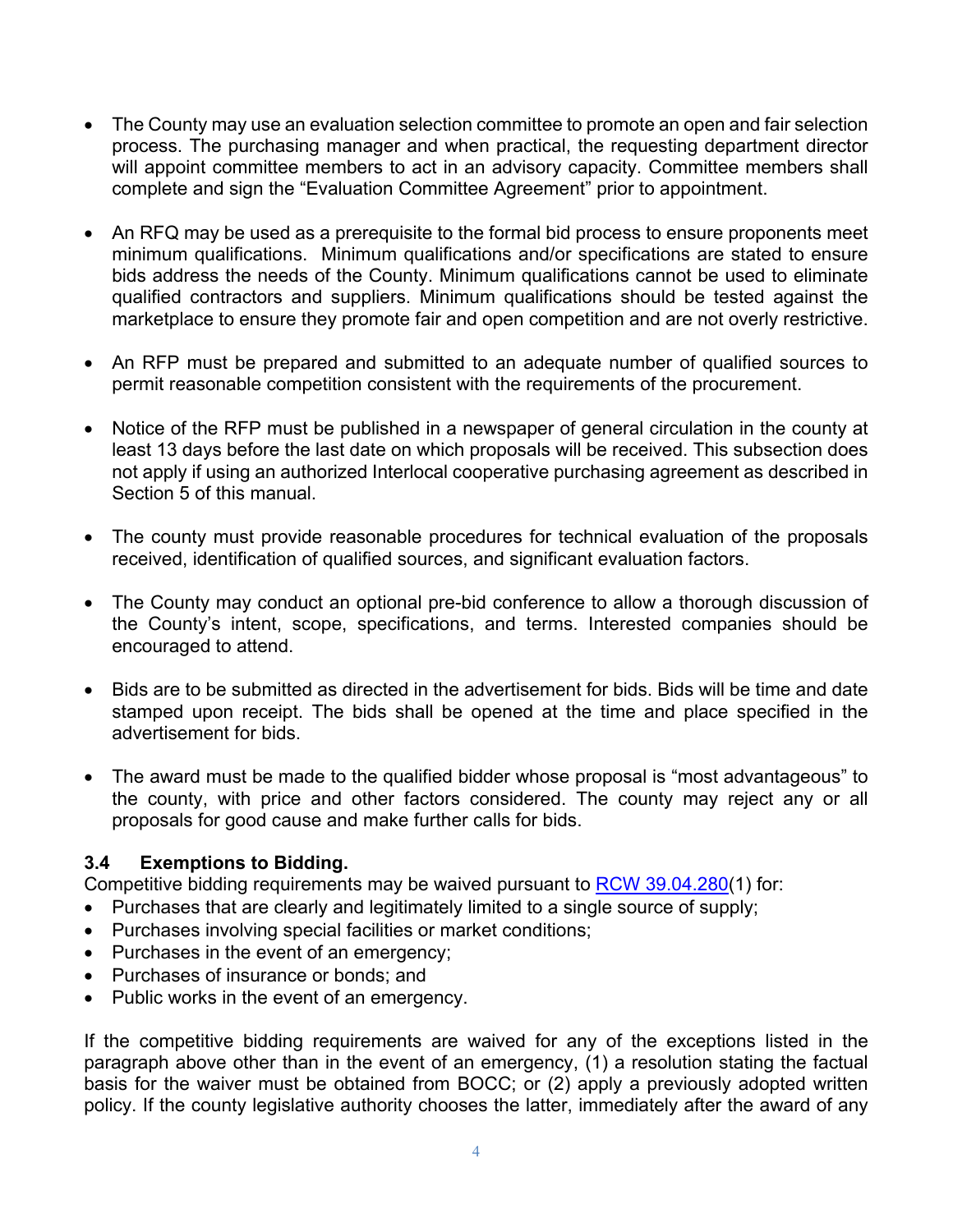- The County may use an evaluation selection committee to promote an open and fair selection process. The purchasing manager and when practical, the requesting department director will appoint committee members to act in an advisory capacity. Committee members shall complete and sign the "Evaluation Committee Agreement" prior to appointment.

- An RFQ may be used as a prerequisite to the formal bid process to ensure proponents meet minimum qualifications. Minimum qualifications and/or specifications are stated to ensure bids address the needs of the County. Minimum qualifications cannot be used to eliminate qualified contractors and suppliers. Minimum qualifications should be tested against the marketplace to ensure they promote fair and open competition and are not overly restrictive.

- An RFP must be prepared and submitted to an adequate number of qualified sources to permit reasonable competition consistent with the requirements of the procurement.

- Notice of the RFP must be published in a newspaper of general circulation in the county at least 13 days before the last date on which proposals will be received. This subsection does not apply if using an authorized Interlocal cooperative purchasing agreement as described in Section 5 of this manual.

- The county must provide reasonable procedures for technical evaluation of the proposals received, identification of qualified sources, and significant evaluation factors.

- The County may conduct an optional pre-bid conference to allow a thorough discussion of the County's intent, scope, specifications, and terms. Interested companies should be encouraged to attend.

- Bids are to be submitted as directed in the advertisement for bids. Bids will be time and date stamped upon receipt. The bids shall be opened at the time and place specified in the advertisement for bids.

- The award must be made to the qualified bidder whose proposal is "most advantageous" to the county, with price and other factors considered. The county may reject any or all proposals for good cause and make further calls for bids.

### 3.4 Exemptions to Bidding.

Competitive bidding requirements may be waived pursuant to RCW 39.04.280(1) for:

- Purchases that are clearly and legitimately limited to a single source of supply;
- Purchases involving special facilities or market conditions;
- Purchases in the event of an emergency;
- Purchases of insurance or bonds; and
- Public works in the event of an emergency.

If the competitive bidding requirements are waived for any of the exceptions listed in the paragraph above other than in the event of an emergency, (1) a resolution stating the factual basis for the waiver must be obtained from BOCC; or (2) apply a previously adopted written policy. If the county legislative authority chooses the latter, immediately after the award of any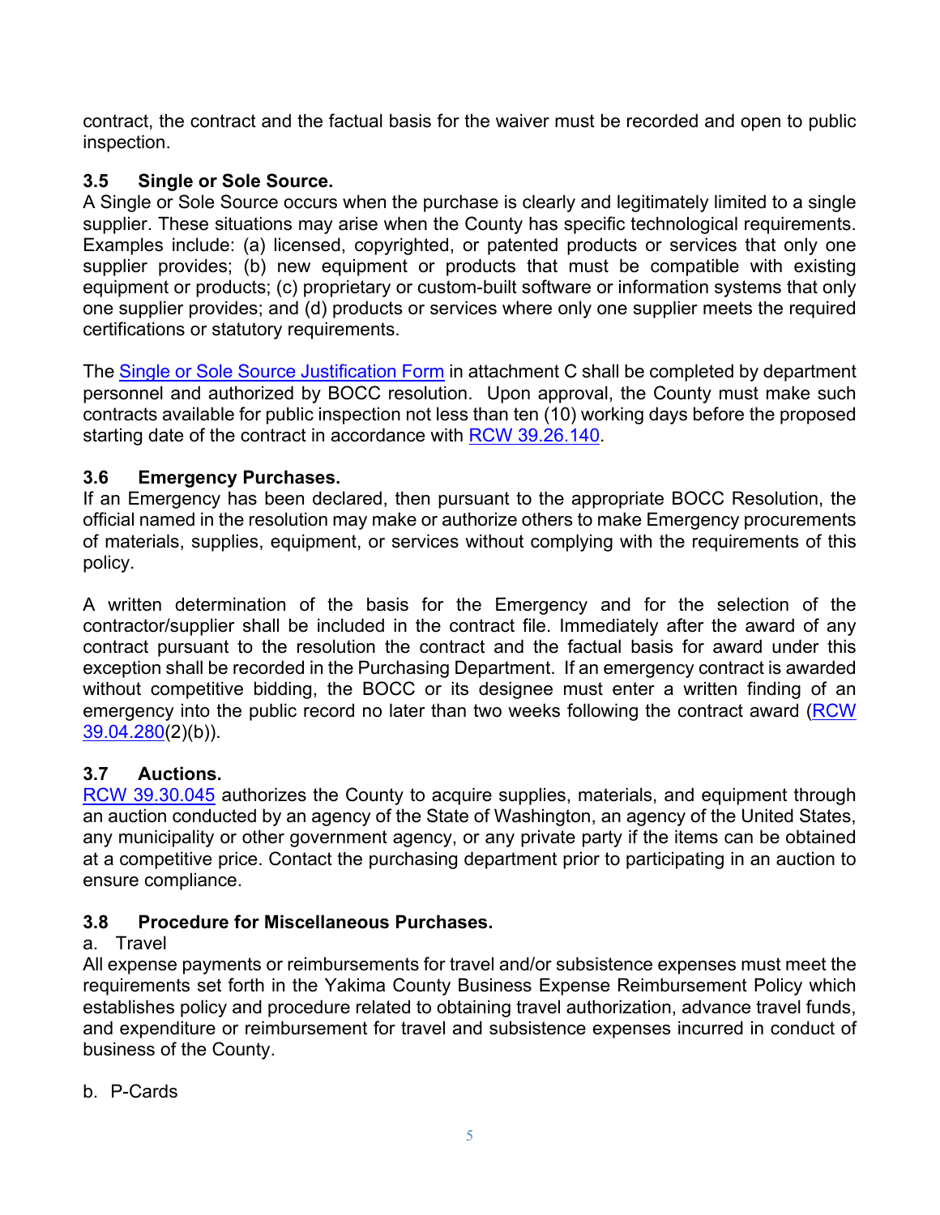contract, the contract and the factual basis for the waiver must be recorded and open to public inspection.

### 3.5 Single or Sole Source.

A Single or Sole Source occurs when the purchase is clearly and legitimately limited to a single supplier. These situations may arise when the County has specific technological requirements. Examples include: (a) licensed, copyrighted, or patented products or services that only one supplier provides; (b) new equipment or products that must be compatible with existing equipment or products; (c) proprietary or custom-built software or information systems that only one supplier provides; and (d) products or services where only one supplier meets the required certifications or statutory requirements.

The Single or Sole Source Justification Form in attachment C shall be completed by department personnel and authorized by BOCC resolution. Upon approval, the County must make such contracts available for public inspection not less than ten (10) working days before the proposed starting date of the contract in accordance with RCW 39.26.140.

### 3.6 Emergency Purchases.

If an Emergency has been declared, then pursuant to the appropriate BOCC Resolution, the official named in the resolution may make or authorize others to make Emergency procurements of materials, supplies, equipment, or services without complying with the requirements of this policy.

A written determination of the basis for the Emergency and for the selection of the contractor/supplier shall be included in the contract file. Immediately after the award of any contract pursuant to the resolution the contract and the factual basis for award under this exception shall be recorded in the Purchasing Department. If an emergency contract is awarded without competitive bidding, the BOCC or its designee must enter a written finding of an emergency into the public record no later than two weeks following the contract award (RCW 39.04.280(2)(b)).

### 3.7 Auctions.

RCW 39.30.045 authorizes the County to acquire supplies, materials, and equipment through an auction conducted by an agency of the State of Washington, an agency of the United States, any municipality or other government agency, or any private party if the items can be obtained at a competitive price. Contact the purchasing department prior to participating in an auction to ensure compliance.

### 3.8 Procedure for Miscellaneous Purchases.

a. Travel

All expense payments or reimbursements for travel and/or subsistence expenses must meet the requirements set forth in the Yakima County Business Expense Reimbursement Policy which establishes policy and procedure related to obtaining travel authorization, advance travel funds, and expenditure or reimbursement for travel and subsistence expenses incurred in conduct of business of the County.

b. P-Cards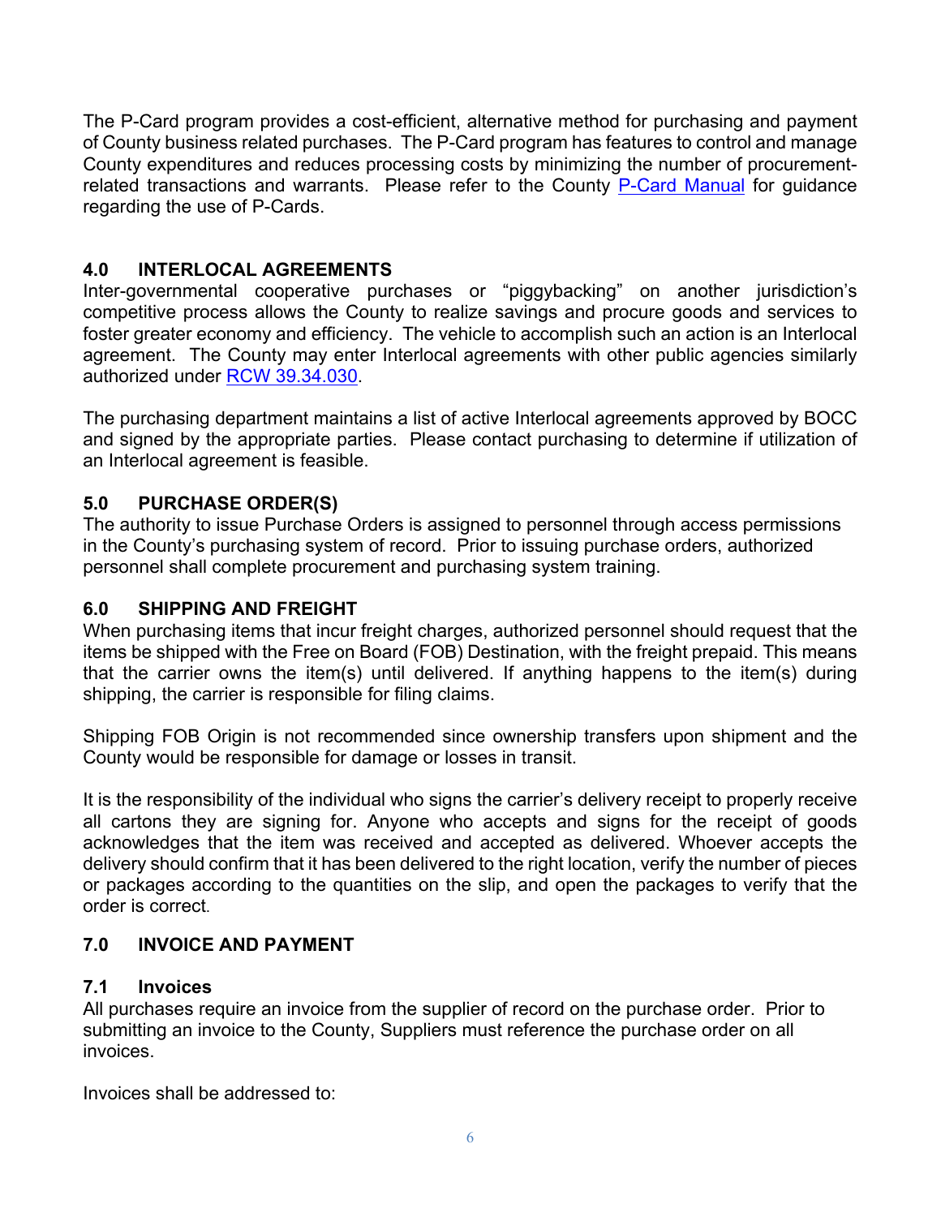The P-Card program provides a cost-efficient, alternative method for purchasing and payment of County business related purchases. The P-Card program has features to control and manage County expenditures and reduces processing costs by minimizing the number of procurement-related transactions and warrants. Please refer to the County [P-Card Manual] for guidance regarding the use of P-Cards.

## 4.0 INTERLOCAL AGREEMENTS

Inter-governmental cooperative purchases or "piggybacking" on another jurisdiction's competitive process allows the County to realize savings and procure goods and services to foster greater economy and efficiency. The vehicle to accomplish such an action is an Interlocal agreement. The County may enter Interlocal agreements with other public agencies similarly authorized under [RCW 39.34.030].

The purchasing department maintains a list of active Interlocal agreements approved by BOCC and signed by the appropriate parties. Please contact purchasing to determine if utilization of an Interlocal agreement is feasible.

## 5.0 PURCHASE ORDER(S)

The authority to issue Purchase Orders is assigned to personnel through access permissions in the County's purchasing system of record. Prior to issuing purchase orders, authorized personnel shall complete procurement and purchasing system training.

## 6.0 SHIPPING AND FREIGHT

When purchasing items that incur freight charges, authorized personnel should request that the items be shipped with the Free on Board (FOB) Destination, with the freight prepaid. This means that the carrier owns the item(s) until delivered. If anything happens to the item(s) during shipping, the carrier is responsible for filing claims.

Shipping FOB Origin is not recommended since ownership transfers upon shipment and the County would be responsible for damage or losses in transit.

It is the responsibility of the individual who signs the carrier's delivery receipt to properly receive all cartons they are signing for. Anyone who accepts and signs for the receipt of goods acknowledges that the item was received and accepted as delivered. Whoever accepts the delivery should confirm that it has been delivered to the right location, verify the number of pieces or packages according to the quantities on the slip, and open the packages to verify that the order is correct.

## 7.0 INVOICE AND PAYMENT

### 7.1 Invoices

All purchases require an invoice from the supplier of record on the purchase order. Prior to submitting an invoice to the County, Suppliers must reference the purchase order on all invoices.

Invoices shall be addressed to: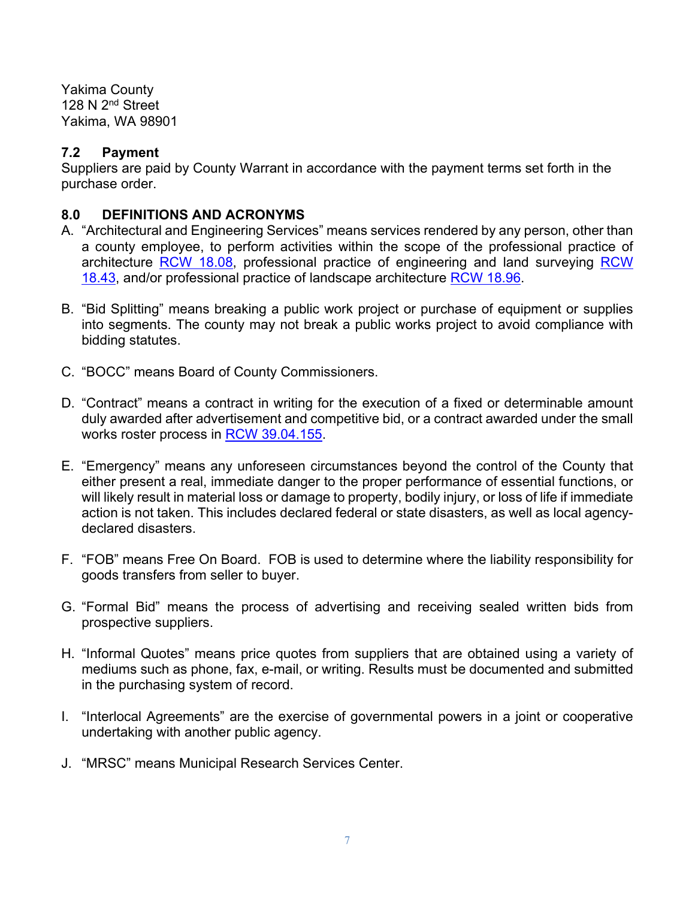Yakima County
128 N 2nd Street
Yakima, WA 98901

### 7.2 Payment

Suppliers are paid by County Warrant in accordance with the payment terms set forth in the purchase order.

## 8.0 DEFINITIONS AND ACRONYMS

A. "Architectural and Engineering Services" means services rendered by any person, other than a county employee, to perform activities within the scope of the professional practice of architecture RCW 18.08, professional practice of engineering and land surveying RCW 18.43, and/or professional practice of landscape architecture RCW 18.96.

B. "Bid Splitting" means breaking a public work project or purchase of equipment or supplies into segments. The county may not break a public works project to avoid compliance with bidding statutes.

C. "BOCC" means Board of County Commissioners.

D. "Contract" means a contract in writing for the execution of a fixed or determinable amount duly awarded after advertisement and competitive bid, or a contract awarded under the small works roster process in RCW 39.04.155.

E. "Emergency" means any unforeseen circumstances beyond the control of the County that either present a real, immediate danger to the proper performance of essential functions, or will likely result in material loss or damage to property, bodily injury, or loss of life if immediate action is not taken. This includes declared federal or state disasters, as well as local agency-declared disasters.

F. "FOB" means Free On Board. FOB is used to determine where the liability responsibility for goods transfers from seller to buyer.

G. "Formal Bid" means the process of advertising and receiving sealed written bids from prospective suppliers.

H. "Informal Quotes" means price quotes from suppliers that are obtained using a variety of mediums such as phone, fax, e-mail, or writing. Results must be documented and submitted in the purchasing system of record.

I. "Interlocal Agreements" are the exercise of governmental powers in a joint or cooperative undertaking with another public agency.

J. "MRSC" means Municipal Research Services Center.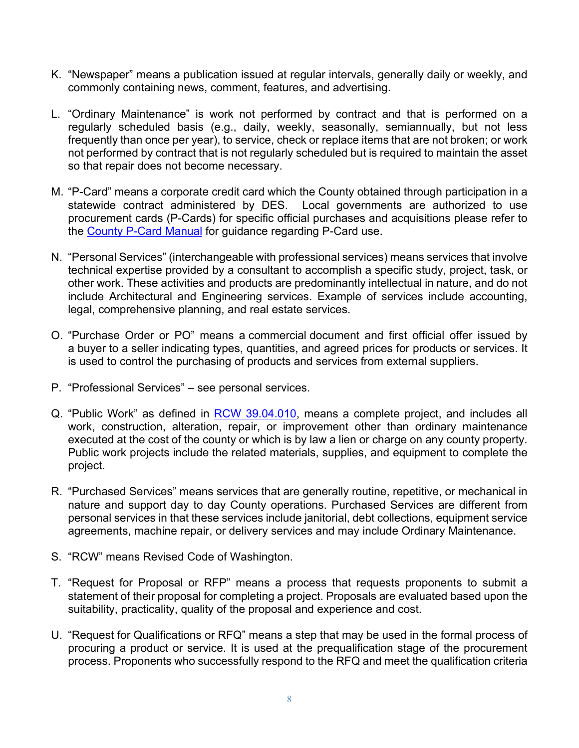K. "Newspaper" means a publication issued at regular intervals, generally daily or weekly, and commonly containing news, comment, features, and advertising.

L. "Ordinary Maintenance" is work not performed by contract and that is performed on a regularly scheduled basis (e.g., daily, weekly, seasonally, semiannually, but not less frequently than once per year), to service, check or replace items that are not broken; or work not performed by contract that is not regularly scheduled but is required to maintain the asset so that repair does not become necessary.

M. "P-Card" means a corporate credit card which the County obtained through participation in a statewide contract administered by DES. Local governments are authorized to use procurement cards (P-Cards) for specific official purchases and acquisitions please refer to the County P-Card Manual for guidance regarding P-Card use.

N. "Personal Services" (interchangeable with professional services) means services that involve technical expertise provided by a consultant to accomplish a specific study, project, task, or other work. These activities and products are predominantly intellectual in nature, and do not include Architectural and Engineering services. Example of services include accounting, legal, comprehensive planning, and real estate services.

O. "Purchase Order or PO" means a commercial document and first official offer issued by a buyer to a seller indicating types, quantities, and agreed prices for products or services. It is used to control the purchasing of products and services from external suppliers.

P. "Professional Services" – see personal services.

Q. "Public Work" as defined in RCW 39.04.010, means a complete project, and includes all work, construction, alteration, repair, or improvement other than ordinary maintenance executed at the cost of the county or which is by law a lien or charge on any county property. Public work projects include the related materials, supplies, and equipment to complete the project.

R. "Purchased Services" means services that are generally routine, repetitive, or mechanical in nature and support day to day County operations. Purchased Services are different from personal services in that these services include janitorial, debt collections, equipment service agreements, machine repair, or delivery services and may include Ordinary Maintenance.

S. "RCW" means Revised Code of Washington.

T. "Request for Proposal or RFP" means a process that requests proponents to submit a statement of their proposal for completing a project. Proposals are evaluated based upon the suitability, practicality, quality of the proposal and experience and cost.

U. "Request for Qualifications or RFQ" means a step that may be used in the formal process of procuring a product or service. It is used at the prequalification stage of the procurement process. Proponents who successfully respond to the RFQ and meet the qualification criteria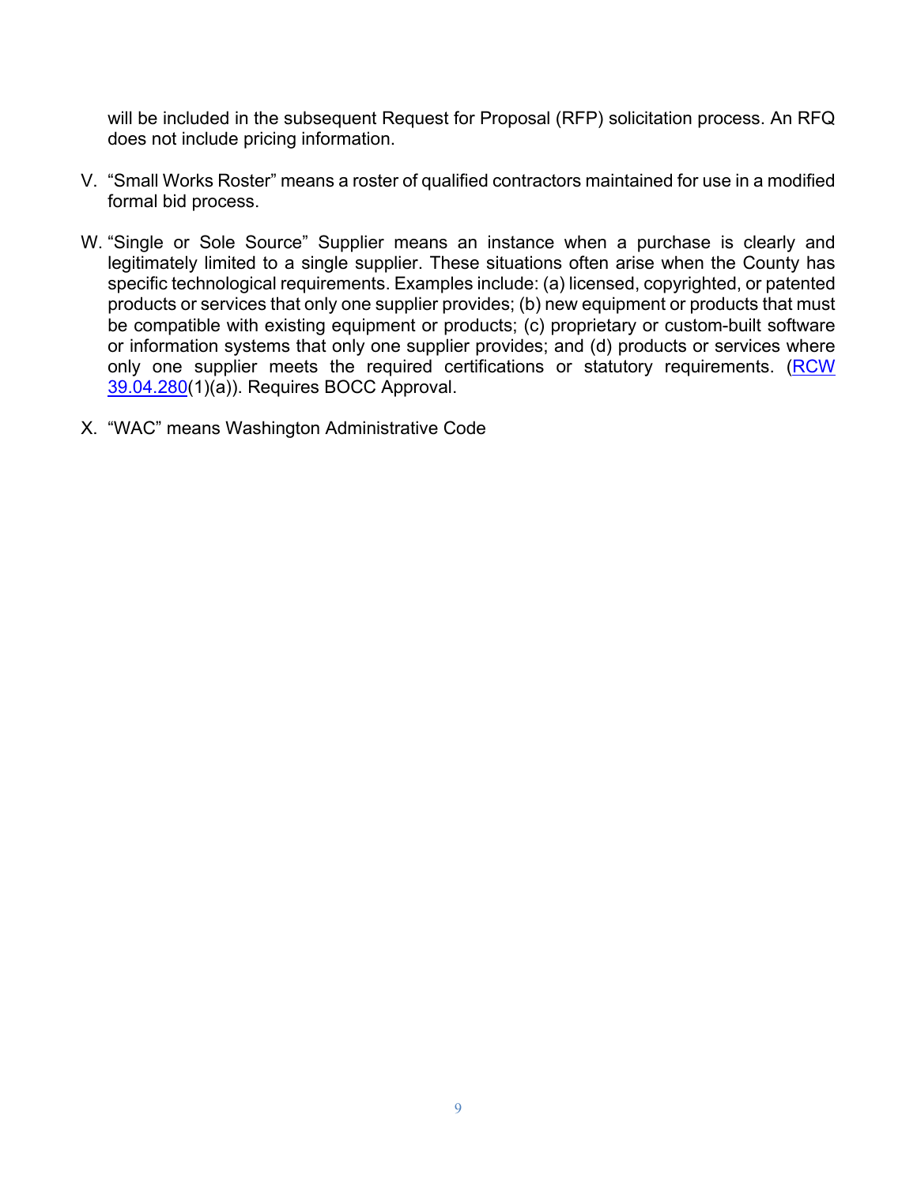will be included in the subsequent Request for Proposal (RFP) solicitation process. An RFQ does not include pricing information.

V. "Small Works Roster" means a roster of qualified contractors maintained for use in a modified formal bid process.

W. "Single or Sole Source" Supplier means an instance when a purchase is clearly and legitimately limited to a single supplier. These situations often arise when the County has specific technological requirements. Examples include: (a) licensed, copyrighted, or patented products or services that only one supplier provides; (b) new equipment or products that must be compatible with existing equipment or products; (c) proprietary or custom-built software or information systems that only one supplier provides; and (d) products or services where only one supplier meets the required certifications or statutory requirements. (RCW 39.04.280(1)(a)). Requires BOCC Approval.

X. "WAC" means Washington Administrative Code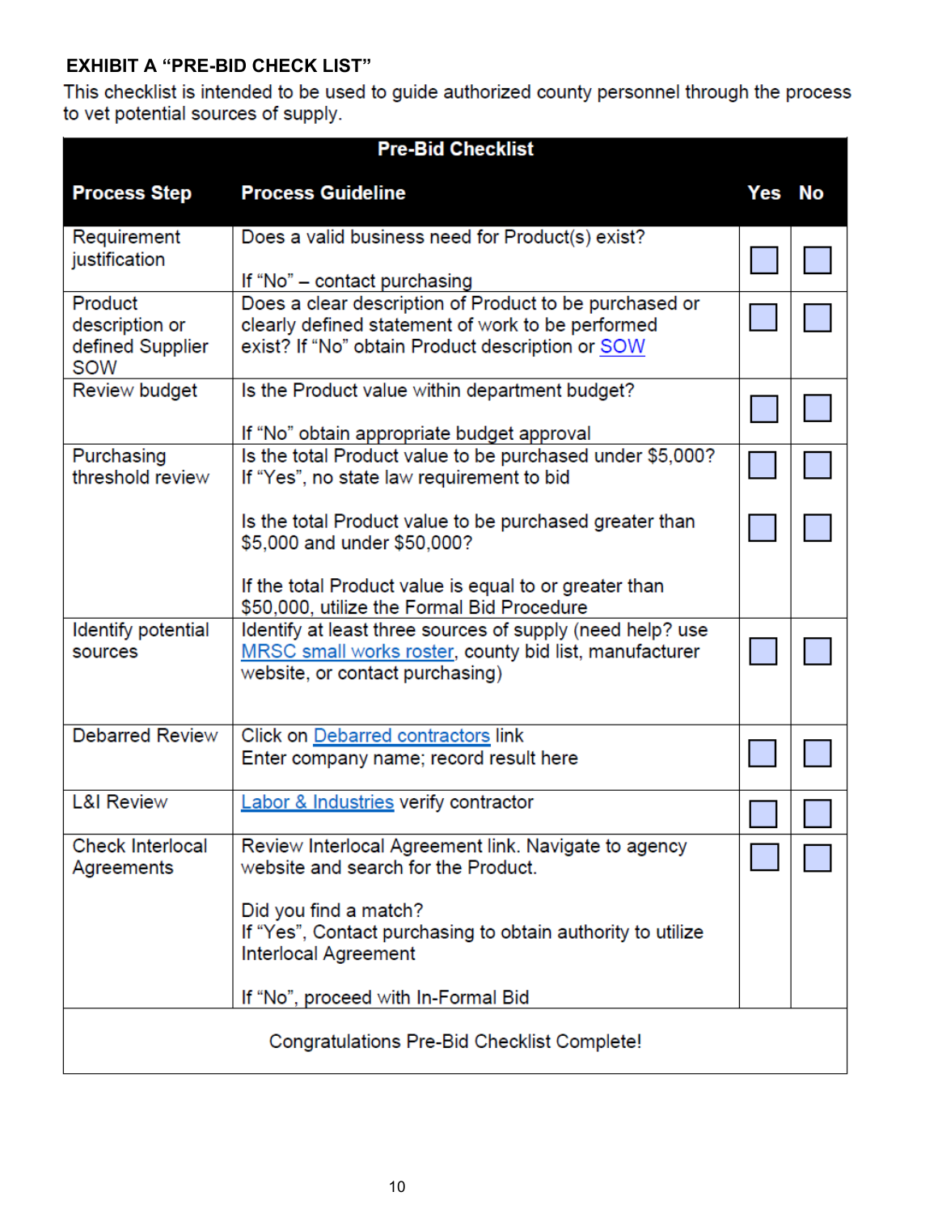## EXHIBIT A "PRE-BID CHECK LIST"

This checklist is intended to be used to guide authorized county personnel through the process to vet potential sources of supply.

| Pre-Bid Checklist | | | |
|---|---|---|---|
| **Process Step** | **Process Guideline** | **Yes** | **No** |
| Requirement justification | Does a valid business need for Product(s) exist?<br><br>If "No" – contact purchasing | ☐ | ☐ |
| Product description or defined Supplier SOW | Does a clear description of Product to be purchased or clearly defined statement of work to be performed exist? If "No" obtain Product description or SOW | ☐ | ☐ |
| Review budget | Is the Product value within department budget?<br><br>If "No" obtain appropriate budget approval | ☐ | ☐ |
| Purchasing threshold review | Is the total Product value to be purchased under $5,000? If "Yes", no state law requirement to bid<br><br>Is the total Product value to be purchased greater than $5,000 and under $50,000?<br><br>If the total Product value is equal to or greater than $50,000, utilize the Formal Bid Procedure | ☐<br><br>☐ | ☐<br><br>☐ |
| Identify potential sources | Identify at least three sources of supply (need help? use MRSC small works roster, county bid list, manufacturer website, or contact purchasing) | ☐ | ☐ |
| Debarred Review | Click on Debarred contractors link<br>Enter company name; record result here | ☐ | ☐ |
| L&I Review | Labor & Industries verify contractor | ☐ | ☐ |
| Check Interlocal Agreements | Review Interlocal Agreement link. Navigate to agency website and search for the Product.<br><br>Did you find a match?<br>If "Yes", Contact purchasing to obtain authority to utilize Interlocal Agreement<br><br>If "No", proceed with In-Formal Bid | ☐ | ☐ |
| Congratulations Pre-Bid Checklist Complete! | | | |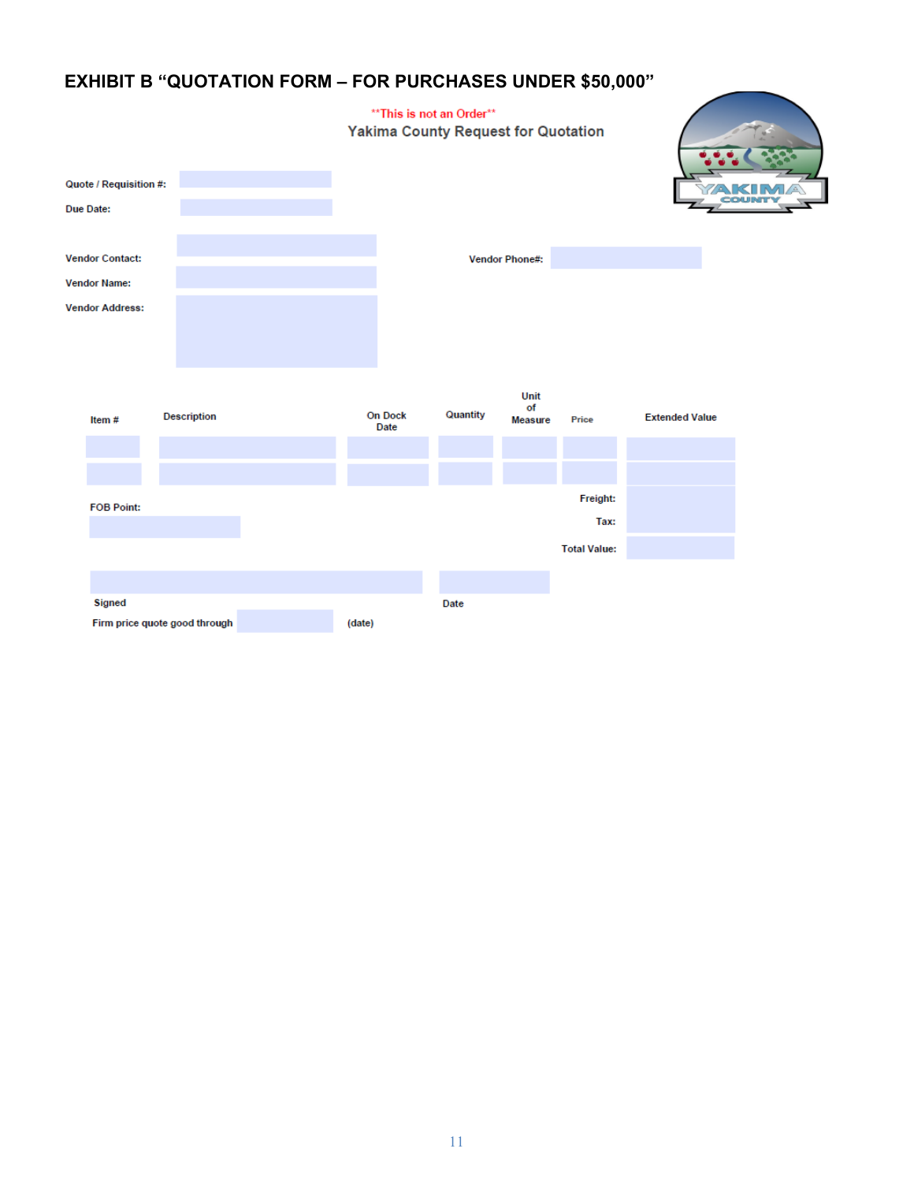## EXHIBIT B "QUOTATION FORM – FOR PURCHASES UNDER $50,000"

**This is not an Order**

Yakima County Request for Quotation

**Quote / Requisition #:**

**Due Date:**

**Vendor Contact:**

**Vendor Phone#:**

**Vendor Name:**

**Vendor Address:**

| Item # | Description | On Dock Date | Quantity | Unit of Measure | Price | Extended Value |
|---|---|---|---|---|---|---|
| | | | | | | |
| | | | | | | |

**FOB Point:**

**Freight:**

**Tax:**

**Total Value:**

**Signed** **Date**

**Firm price quote good through** (date)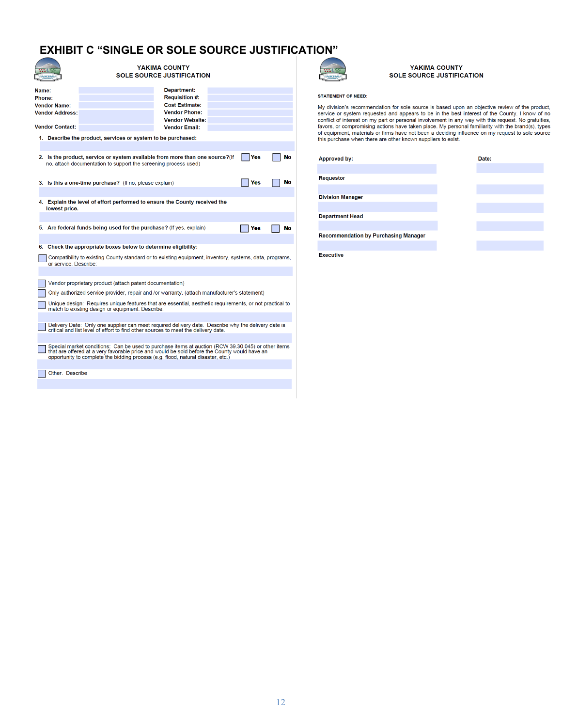# EXHIBIT C "SINGLE OR SOLE SOURCE JUSTIFICATION"

## YAKIMA COUNTY
## SOLE SOURCE JUSTIFICATION

| | | | |
|---|---|---|---|
| **Name:** | | **Department:** | |
| **Phone:** | | **Requisition #:** | |
| **Vendor Name:** | | **Cost Estimate:** | |
| **Vendor Address:** | | **Vendor Phone:** | |
| | | **Vendor Website:** | |
| **Vendor Contact:** | | **Vendor Email:** | |

1. **Describe the product, services or system to be purchased:**

2. **Is the product, service or system available from more than one source?** (If no, attach documentation to support the screening process used) ☐ **Yes** ☐ **No**

3. **Is this a one-time purchase?** (If no, please explain) ☐ **Yes** ☐ **No**

4. **Explain the level of effort performed to ensure the County received the lowest price.**

5. **Are federal funds being used for the purchase?** (If yes, explain) ☐ **Yes** ☐ **No**

6. **Check the appropriate boxes below to determine eligibility:**

☐ Compatibility to existing County standard or to existing equipment, inventory, systems, data, programs, or service. Describe:

☐ Vendor proprietary product (attach patent documentation)

☐ Only authorized service provider, repair and /or warranty. (attach manufacturer's statement)

☐ Unique design: Requires unique features that are essential, aesthetic requirements, or not practical to match to existing design or equipment. Describe:

☐ Delivery Date: Only one supplier can meet required delivery date. Describe why the delivery date is critical and list level of effort to find other sources to meet the delivery date.

☐ Special market conditions: Can be used to purchase items at auction (RCW 39.30.045) or other items that are offered at a very favorable price and would be sold before the County would have an opportunity to complete the bidding process (e.g. flood, natural disaster, etc.)

☐ Other. Describe

## YAKIMA COUNTY
## SOLE SOURCE JUSTIFICATION

**STATEMENT OF NEED:**

My division's recommendation for sole source is based upon an objective review of the product, service or system requested and appears to be in the best interest of the County. I know of no conflict of interest on my part or personal involvement in any way with this request. No gratuities, favors, or compromising actions have taken place. My personal familiarity with the brand(s), types of equipment, materials or firms have not been a deciding influence on my request to sole source this purchase when there are other known suppliers to exist.

| **Approved by:** | **Date:** |
|---|---|
| | |
| **Requestor** | |
| | |
| **Division Manager** | |
| | |
| **Department Head** | |
| | |
| **Recommendation by Purchasing Manager** | |
| | |
| **Executive** | |